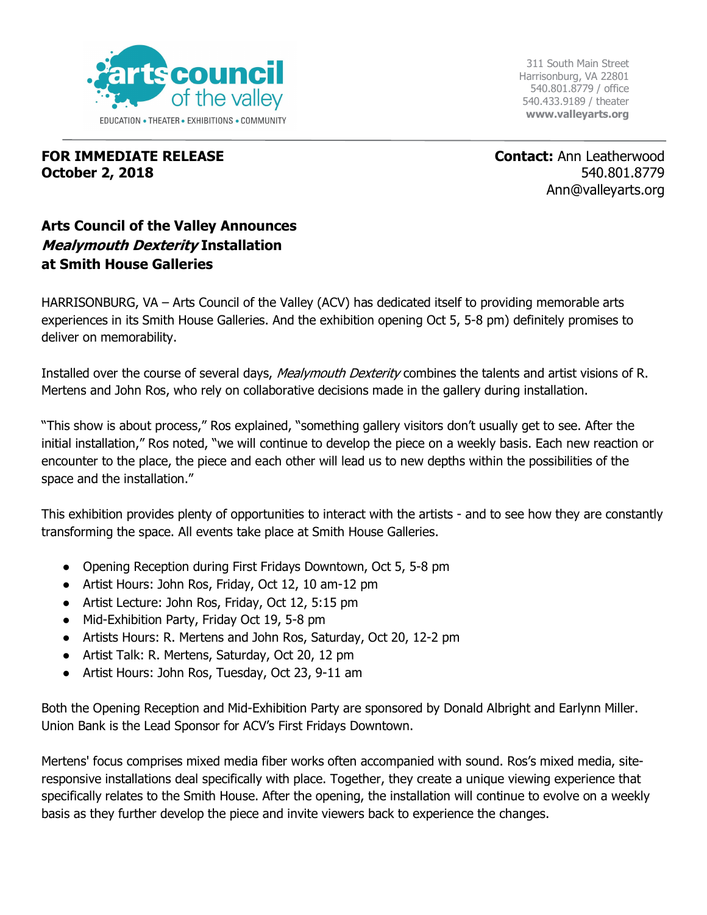arts council of the valley

EDUCATION • THEATER • EXHIBITIONS • COMMUNITY

311 South Main Street
Harrisonburg, VA 22801
540.801.8779 / office
540.433.9189 / theater
**www.valleyarts.org**

**FOR IMMEDIATE RELEASE**
**October 2, 2018**

**Contact:** Ann Leatherwood
540.801.8779
Ann@valleyarts.org

**Arts Council of the Valley Announces *Mealymouth Dexterity* Installation at Smith House Galleries**

HARRISONBURG, VA – Arts Council of the Valley (ACV) has dedicated itself to providing memorable arts experiences in its Smith House Galleries. And the exhibition opening Oct 5, 5-8 pm) definitely promises to deliver on memorability.

Installed over the course of several days, *Mealymouth Dexterity* combines the talents and artist visions of R. Mertens and John Ros, who rely on collaborative decisions made in the gallery during installation.

"This show is about process," Ros explained, "something gallery visitors don't usually get to see. After the initial installation," Ros noted, "we will continue to develop the piece on a weekly basis. Each new reaction or encounter to the place, the piece and each other will lead us to new depths within the possibilities of the space and the installation."

This exhibition provides plenty of opportunities to interact with the artists - and to see how they are constantly transforming the space. All events take place at Smith House Galleries.

- Opening Reception during First Fridays Downtown, Oct 5, 5-8 pm
- Artist Hours: John Ros, Friday, Oct 12, 10 am-12 pm
- Artist Lecture: John Ros, Friday, Oct 12, 5:15 pm
- Mid-Exhibition Party, Friday Oct 19, 5-8 pm
- Artists Hours: R. Mertens and John Ros, Saturday, Oct 20, 12-2 pm
- Artist Talk: R. Mertens, Saturday, Oct 20, 12 pm
- Artist Hours: John Ros, Tuesday, Oct 23, 9-11 am

Both the Opening Reception and Mid-Exhibition Party are sponsored by Donald Albright and Earlynn Miller. Union Bank is the Lead Sponsor for ACV's First Fridays Downtown.

Mertens' focus comprises mixed media fiber works often accompanied with sound. Ros's mixed media, site-responsive installations deal specifically with place. Together, they create a unique viewing experience that specifically relates to the Smith House. After the opening, the installation will continue to evolve on a weekly basis as they further develop the piece and invite viewers back to experience the changes.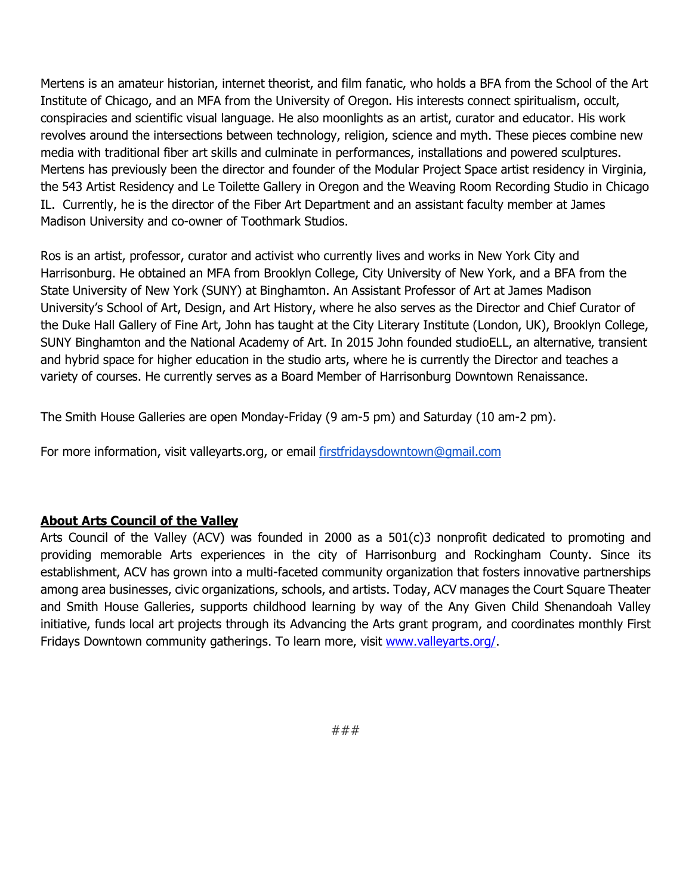Mertens is an amateur historian, internet theorist, and film fanatic, who holds a BFA from the School of the Art Institute of Chicago, and an MFA from the University of Oregon. His interests connect spiritualism, occult, conspiracies and scientific visual language. He also moonlights as an artist, curator and educator. His work revolves around the intersections between technology, religion, science and myth. These pieces combine new media with traditional fiber art skills and culminate in performances, installations and powered sculptures. Mertens has previously been the director and founder of the Modular Project Space artist residency in Virginia, the 543 Artist Residency and Le Toilette Gallery in Oregon and the Weaving Room Recording Studio in Chicago IL. Currently, he is the director of the Fiber Art Department and an assistant faculty member at James Madison University and co-owner of Toothmark Studios.

Ros is an artist, professor, curator and activist who currently lives and works in New York City and Harrisonburg. He obtained an MFA from Brooklyn College, City University of New York, and a BFA from the State University of New York (SUNY) at Binghamton. An Assistant Professor of Art at James Madison University's School of Art, Design, and Art History, where he also serves as the Director and Chief Curator of the Duke Hall Gallery of Fine Art, John has taught at the City Literary Institute (London, UK), Brooklyn College, SUNY Binghamton and the National Academy of Art. In 2015 John founded studioELL, an alternative, transient and hybrid space for higher education in the studio arts, where he is currently the Director and teaches a variety of courses. He currently serves as a Board Member of Harrisonburg Downtown Renaissance.

The Smith House Galleries are open Monday-Friday (9 am-5 pm) and Saturday (10 am-2 pm).

For more information, visit valleyarts.org, or email firstfridaysdowntown@gmail.com

**About Arts Council of the Valley**

Arts Council of the Valley (ACV) was founded in 2000 as a 501(c)3 nonprofit dedicated to promoting and providing memorable Arts experiences in the city of Harrisonburg and Rockingham County. Since its establishment, ACV has grown into a multi-faceted community organization that fosters innovative partnerships among area businesses, civic organizations, schools, and artists. Today, ACV manages the Court Square Theater and Smith House Galleries, supports childhood learning by way of the Any Given Child Shenandoah Valley initiative, funds local art projects through its Advancing the Arts grant program, and coordinates monthly First Fridays Downtown community gatherings. To learn more, visit www.valleyarts.org/.

###